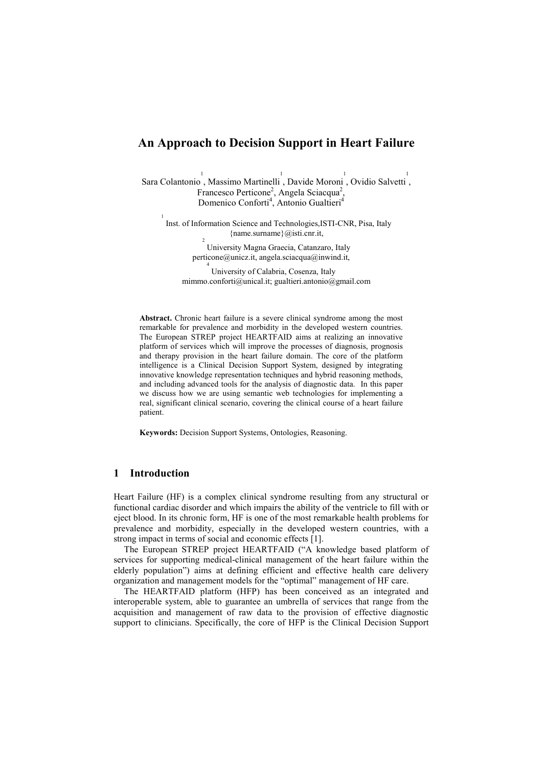# An Approach to Decision Support in Heart Failure

Sara Colantonio[1], Massimo Martinelli[1], Davide Moroni[1], Ovidio Salvetti[1], Francesco Perticone[2], Angela Sciacqua[2], Domenico Conforti[4], Antonio Gualtieri[4]

[1] Inst. of Information Science and Technologies,ISTI-CNR, Pisa, Italy
{name.surname}@isti.cnr.it,

[2] University Magna Graecia, Catanzaro, Italy
perticone@unicz.it, angela.sciacqua@inwind.it,

[4] University of Calabria, Cosenza, Italy
mimmo.conforti@unical.it; gualtieri.antonio@gmail.com

**Abstract.** Chronic heart failure is a severe clinical syndrome among the most remarkable for prevalence and morbidity in the developed western countries. The European STREP project HEARTFAID aims at realizing an innovative platform of services which will improve the processes of diagnosis, prognosis and therapy provision in the heart failure domain. The core of the platform intelligence is a Clinical Decision Support System, designed by integrating innovative knowledge representation techniques and hybrid reasoning methods, and including advanced tools for the analysis of diagnostic data. In this paper we discuss how we are using semantic web technologies for implementing a real, significant clinical scenario, covering the clinical course of a heart failure patient.

**Keywords:** Decision Support Systems, Ontologies, Reasoning.

## 1 Introduction

Heart Failure (HF) is a complex clinical syndrome resulting from any structural or functional cardiac disorder and which impairs the ability of the ventricle to fill with or eject blood. In its chronic form, HF is one of the most remarkable health problems for prevalence and morbidity, especially in the developed western countries, with a strong impact in terms of social and economic effects [1].

The European STREP project HEARTFAID ("A knowledge based platform of services for supporting medical-clinical management of the heart failure within the elderly population") aims at defining efficient and effective health care delivery organization and management models for the "optimal" management of HF care.

The HEARTFAID platform (HFP) has been conceived as an integrated and interoperable system, able to guarantee an umbrella of services that range from the acquisition and management of raw data to the provision of effective diagnostic support to clinicians. Specifically, the core of HFP is the Clinical Decision Support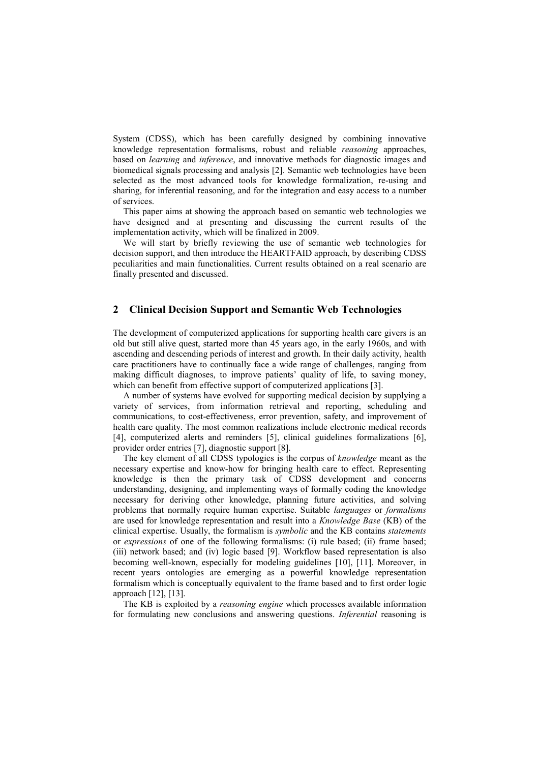System (CDSS), which has been carefully designed by combining innovative knowledge representation formalisms, robust and reliable *reasoning* approaches, based on *learning* and *inference*, and innovative methods for diagnostic images and biomedical signals processing and analysis [2]. Semantic web technologies have been selected as the most advanced tools for knowledge formalization, re-using and sharing, for inferential reasoning, and for the integration and easy access to a number of services.

This paper aims at showing the approach based on semantic web technologies we have designed and at presenting and discussing the current results of the implementation activity, which will be finalized in 2009.

We will start by briefly reviewing the use of semantic web technologies for decision support, and then introduce the HEARTFAID approach, by describing CDSS peculiarities and main functionalities. Current results obtained on a real scenario are finally presented and discussed.

## 2 Clinical Decision Support and Semantic Web Technologies

The development of computerized applications for supporting health care givers is an old but still alive quest, started more than 45 years ago, in the early 1960s, and with ascending and descending periods of interest and growth. In their daily activity, health care practitioners have to continually face a wide range of challenges, ranging from making difficult diagnoses, to improve patients' quality of life, to saving money, which can benefit from effective support of computerized applications [3].

A number of systems have evolved for supporting medical decision by supplying a variety of services, from information retrieval and reporting, scheduling and communications, to cost-effectiveness, error prevention, safety, and improvement of health care quality. The most common realizations include electronic medical records [4], computerized alerts and reminders [5], clinical guidelines formalizations [6], provider order entries [7], diagnostic support [8].

The key element of all CDSS typologies is the corpus of *knowledge* meant as the necessary expertise and know-how for bringing health care to effect. Representing knowledge is then the primary task of CDSS development and concerns understanding, designing, and implementing ways of formally coding the knowledge necessary for deriving other knowledge, planning future activities, and solving problems that normally require human expertise. Suitable *languages* or *formalisms* are used for knowledge representation and result into a *Knowledge Base* (KB) of the clinical expertise. Usually, the formalism is *symbolic* and the KB contains *statements* or *expressions* of one of the following formalisms: (i) rule based; (ii) frame based; (iii) network based; and (iv) logic based [9]. Workflow based representation is also becoming well-known, especially for modeling guidelines [10], [11]. Moreover, in recent years ontologies are emerging as a powerful knowledge representation formalism which is conceptually equivalent to the frame based and to first order logic approach [12], [13].

The KB is exploited by a *reasoning engine* which processes available information for formulating new conclusions and answering questions. *Inferential* reasoning is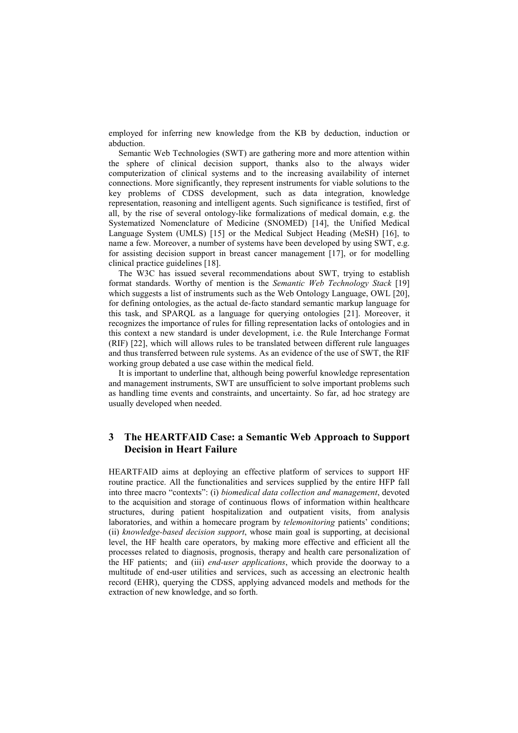employed for inferring new knowledge from the KB by deduction, induction or abduction.

Semantic Web Technologies (SWT) are gathering more and more attention within the sphere of clinical decision support, thanks also to the always wider computerization of clinical systems and to the increasing availability of internet connections. More significantly, they represent instruments for viable solutions to the key problems of CDSS development, such as data integration, knowledge representation, reasoning and intelligent agents. Such significance is testified, first of all, by the rise of several ontology-like formalizations of medical domain, e.g. the Systematized Nomenclature of Medicine (SNOMED) [14], the Unified Medical Language System (UMLS) [15] or the Medical Subject Heading (MeSH) [16], to name a few. Moreover, a number of systems have been developed by using SWT, e.g. for assisting decision support in breast cancer management [17], or for modelling clinical practice guidelines [18].

The W3C has issued several recommendations about SWT, trying to establish format standards. Worthy of mention is the *Semantic Web Technology Stack* [19] which suggests a list of instruments such as the Web Ontology Language, OWL [20], for defining ontologies, as the actual de-facto standard semantic markup language for this task, and SPARQL as a language for querying ontologies [21]. Moreover, it recognizes the importance of rules for filling representation lacks of ontologies and in this context a new standard is under development, i.e. the Rule Interchange Format (RIF) [22], which will allows rules to be translated between different rule languages and thus transferred between rule systems. As an evidence of the use of SWT, the RIF working group debated a use case within the medical field.

It is important to underline that, although being powerful knowledge representation and management instruments, SWT are unsufficient to solve important problems such as handling time events and constraints, and uncertainty. So far, ad hoc strategy are usually developed when needed.

## 3 The HEARTFAID Case: a Semantic Web Approach to Support Decision in Heart Failure

HEARTFAID aims at deploying an effective platform of services to support HF routine practice. All the functionalities and services supplied by the entire HFP fall into three macro "contexts": (i) *biomedical data collection and management*, devoted to the acquisition and storage of continuous flows of information within healthcare structures, during patient hospitalization and outpatient visits, from analysis laboratories, and within a homecare program by *telemonitoring* patients' conditions; (ii) *knowledge-based decision support*, whose main goal is supporting, at decisional level, the HF health care operators, by making more effective and efficient all the processes related to diagnosis, prognosis, therapy and health care personalization of the HF patients; and (iii) *end-user applications*, which provide the doorway to a multitude of end-user utilities and services, such as accessing an electronic health record (EHR), querying the CDSS, applying advanced models and methods for the extraction of new knowledge, and so forth.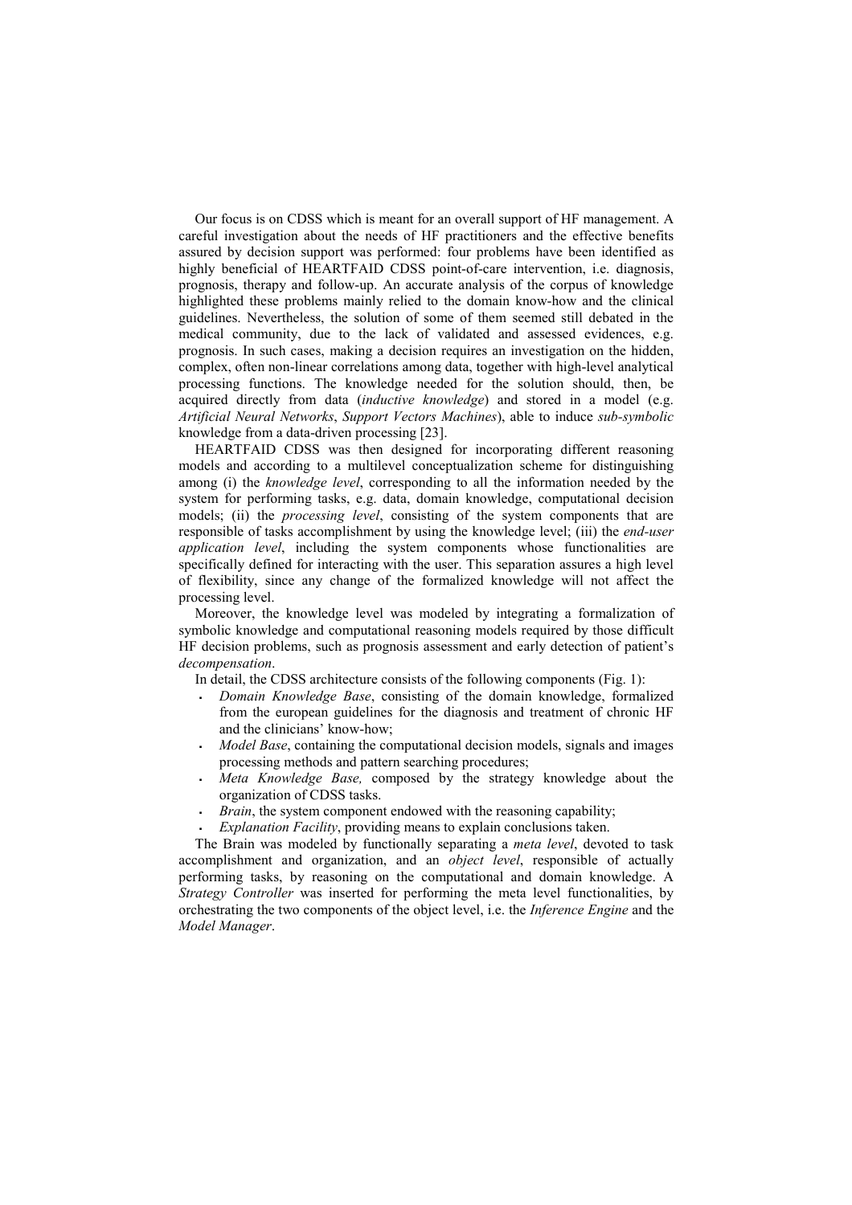Our focus is on CDSS which is meant for an overall support of HF management. A careful investigation about the needs of HF practitioners and the effective benefits assured by decision support was performed: four problems have been identified as highly beneficial of HEARTFAID CDSS point-of-care intervention, i.e. diagnosis, prognosis, therapy and follow-up. An accurate analysis of the corpus of knowledge highlighted these problems mainly relied to the domain know-how and the clinical guidelines. Nevertheless, the solution of some of them seemed still debated in the medical community, due to the lack of validated and assessed evidences, e.g. prognosis. In such cases, making a decision requires an investigation on the hidden, complex, often non-linear correlations among data, together with high-level analytical processing functions. The knowledge needed for the solution should, then, be acquired directly from data (*inductive knowledge*) and stored in a model (e.g. *Artificial Neural Networks*, *Support Vectors Machines*), able to induce *sub-symbolic* knowledge from a data-driven processing [23].

HEARTFAID CDSS was then designed for incorporating different reasoning models and according to a multilevel conceptualization scheme for distinguishing among (i) the *knowledge level*, corresponding to all the information needed by the system for performing tasks, e.g. data, domain knowledge, computational decision models; (ii) the *processing level*, consisting of the system components that are responsible of tasks accomplishment by using the knowledge level; (iii) the *end-user application level*, including the system components whose functionalities are specifically defined for interacting with the user. This separation assures a high level of flexibility, since any change of the formalized knowledge will not affect the processing level.

Moreover, the knowledge level was modeled by integrating a formalization of symbolic knowledge and computational reasoning models required by those difficult HF decision problems, such as prognosis assessment and early detection of patient's *decompensation*.

In detail, the CDSS architecture consists of the following components (Fig. 1):

- *Domain Knowledge Base*, consisting of the domain knowledge, formalized from the european guidelines for the diagnosis and treatment of chronic HF and the clinicians' know-how;
- *Model Base*, containing the computational decision models, signals and images processing methods and pattern searching procedures;
- *Meta Knowledge Base,* composed by the strategy knowledge about the organization of CDSS tasks.
- *Brain*, the system component endowed with the reasoning capability;
- *Explanation Facility*, providing means to explain conclusions taken.

The Brain was modeled by functionally separating a *meta level*, devoted to task accomplishment and organization, and an *object level*, responsible of actually performing tasks, by reasoning on the computational and domain knowledge. A *Strategy Controller* was inserted for performing the meta level functionalities, by orchestrating the two components of the object level, i.e. the *Inference Engine* and the *Model Manager*.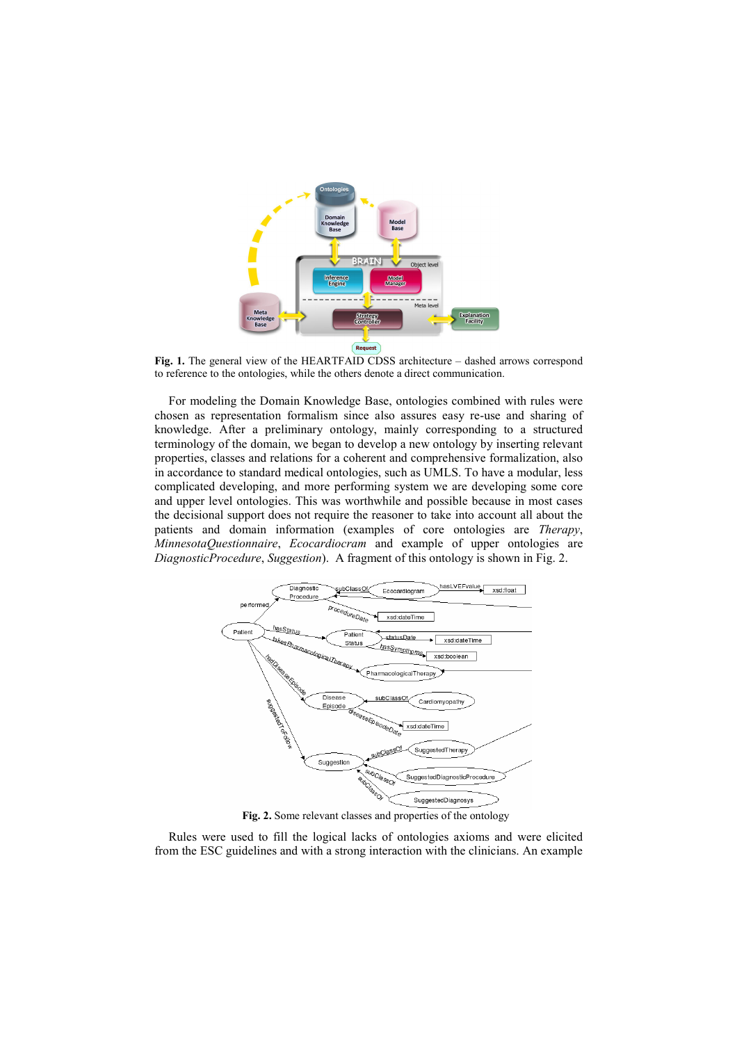**Fig. 1.** The general view of the HEARTFAID CDSS architecture – dashed arrows correspond to reference to the ontologies, while the others denote a direct communication.

For modeling the Domain Knowledge Base, ontologies combined with rules were chosen as representation formalism since also assures easy re-use and sharing of knowledge. After a preliminary ontology, mainly corresponding to a structured terminology of the domain, we began to develop a new ontology by inserting relevant properties, classes and relations for a coherent and comprehensive formalization, also in accordance to standard medical ontologies, such as UMLS. To have a modular, less complicated developing, and more performing system we are developing some core and upper level ontologies. This was worthwhile and possible because in most cases the decisional support does not require the reasoner to take into account all about the patients and domain information (examples of core ontologies are *Therapy*, *MinnesotaQuestionnaire*, *Ecocardiocram* and example of upper ontologies are *DiagnosticProcedure*, *Suggestion*). A fragment of this ontology is shown in Fig. 2.

**Fig. 2.** Some relevant classes and properties of the ontology

Rules were used to fill the logical lacks of ontologies axioms and were elicited from the ESC guidelines and with a strong interaction with the clinicians. An example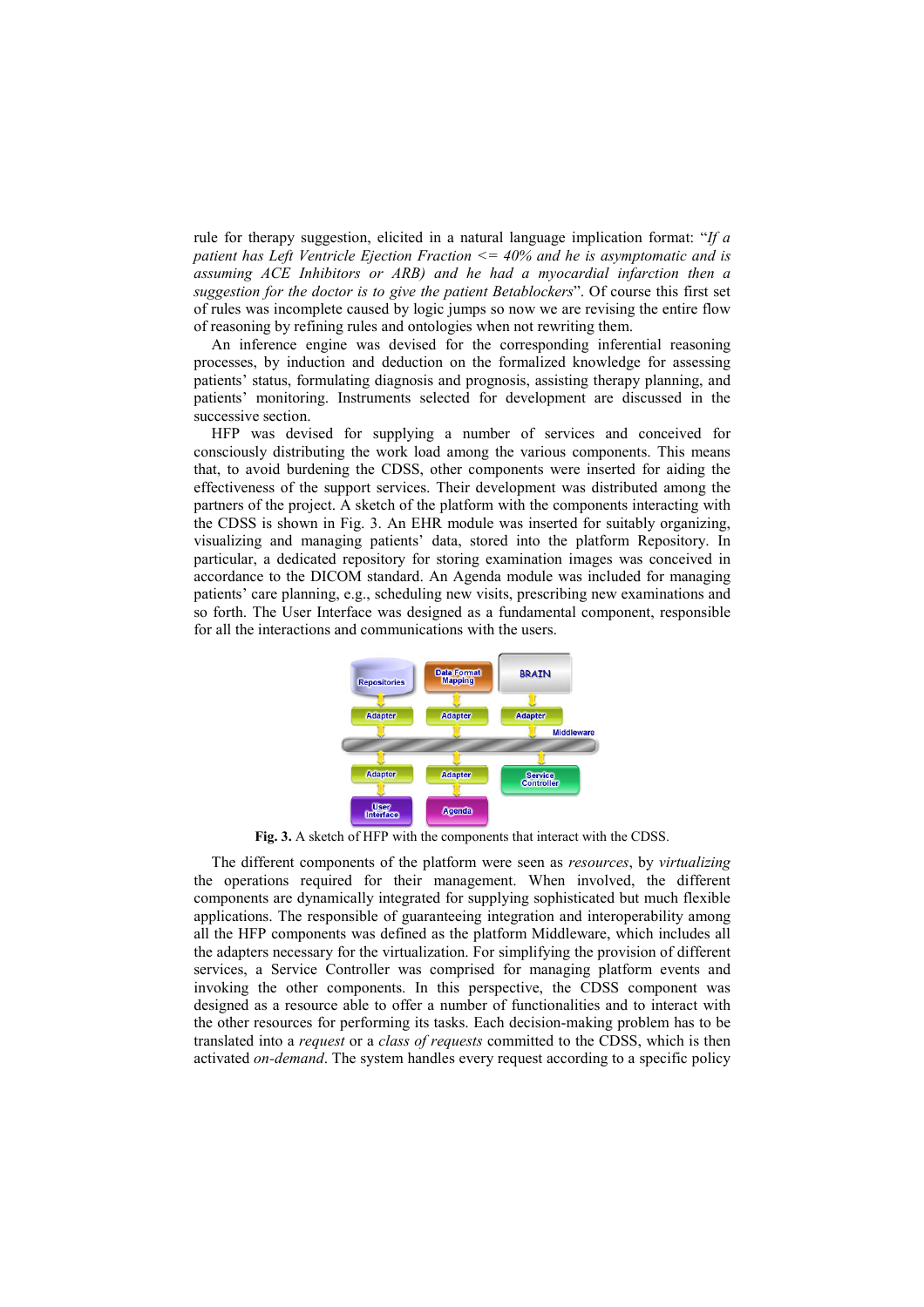rule for therapy suggestion, elicited in a natural language implication format: "*If a patient has Left Ventricle Ejection Fraction <= 40% and he is asymptomatic and is assuming ACE Inhibitors or ARB) and he had a myocardial infarction then a suggestion for the doctor is to give the patient Betablockers*". Of course this first set of rules was incomplete caused by logic jumps so now we are revising the entire flow of reasoning by refining rules and ontologies when not rewriting them.

An inference engine was devised for the corresponding inferential reasoning processes, by induction and deduction on the formalized knowledge for assessing patients' status, formulating diagnosis and prognosis, assisting therapy planning, and patients' monitoring. Instruments selected for development are discussed in the successive section.

HFP was devised for supplying a number of services and conceived for consciously distributing the work load among the various components. This means that, to avoid burdening the CDSS, other components were inserted for aiding the effectiveness of the support services. Their development was distributed among the partners of the project. A sketch of the platform with the components interacting with the CDSS is shown in Fig. 3. An EHR module was inserted for suitably organizing, visualizing and managing patients' data, stored into the platform Repository. In particular, a dedicated repository for storing examination images was conceived in accordance to the DICOM standard. An Agenda module was included for managing patients' care planning, e.g., scheduling new visits, prescribing new examinations and so forth. The User Interface was designed as a fundamental component, responsible for all the interactions and communications with the users.

**Fig. 3.** A sketch of HFP with the components that interact with the CDSS.

The different components of the platform were seen as *resources*, by *virtualizing* the operations required for their management. When involved, the different components are dynamically integrated for supplying sophisticated but much flexible applications. The responsible of guaranteeing integration and interoperability among all the HFP components was defined as the platform Middleware, which includes all the adapters necessary for the virtualization. For simplifying the provision of different services, a Service Controller was comprised for managing platform events and invoking the other components. In this perspective, the CDSS component was designed as a resource able to offer a number of functionalities and to interact with the other resources for performing its tasks. Each decision-making problem has to be translated into a *request* or a *class of requests* committed to the CDSS, which is then activated *on-demand*. The system handles every request according to a specific policy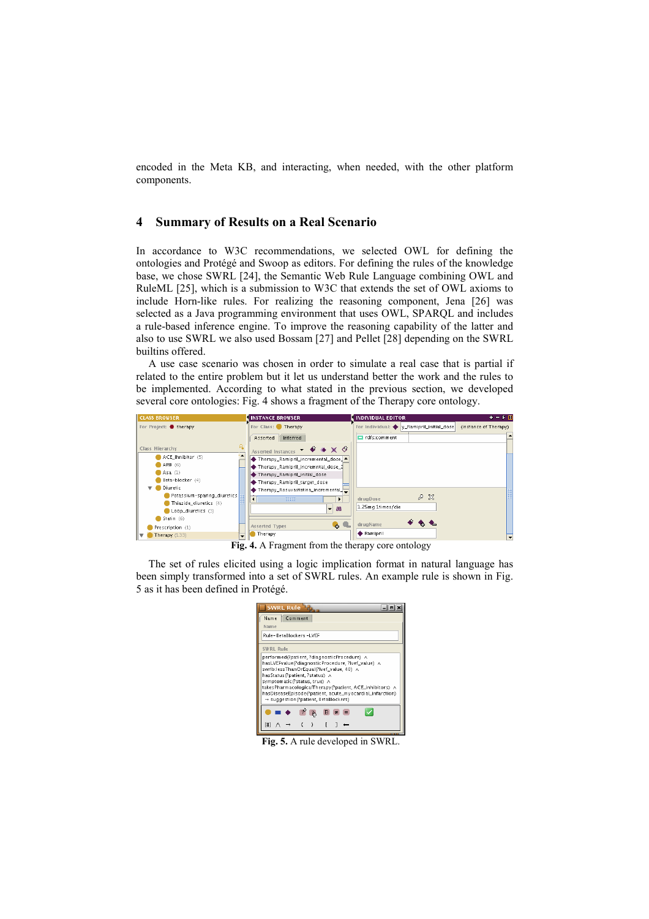encoded in the Meta KB, and interacting, when needed, with the other platform components.

## 4 Summary of Results on a Real Scenario

In accordance to W3C recommendations, we selected OWL for defining the ontologies and Protégé and Swoop as editors. For defining the rules of the knowledge base, we chose SWRL [24], the Semantic Web Rule Language combining OWL and RuleML [25], which is a submission to W3C that extends the set of OWL axioms to include Horn-like rules. For realizing the reasoning component, Jena [26] was selected as a Java programming environment that uses OWL, SPARQL and includes a rule-based inference engine. To improve the reasoning capability of the latter and also to use SWRL we also used Bossam [27] and Pellet [28] depending on the SWRL builtins offered.

A use case scenario was chosen in order to simulate a real case that is partial if related to the entire problem but it let us understand better the work and the rules to be implemented. According to what stated in the previous section, we developed several core ontologies: Fig. 4 shows a fragment of the Therapy core ontology.

**Fig. 4.** A Fragment from the therapy core ontology

The set of rules elicited using a logic implication format in natural language has been simply transformed into a set of SWRL rules. An example rule is shown in Fig. 5 as it has been defined in Protégé.

**Fig. 5.** A rule developed in SWRL.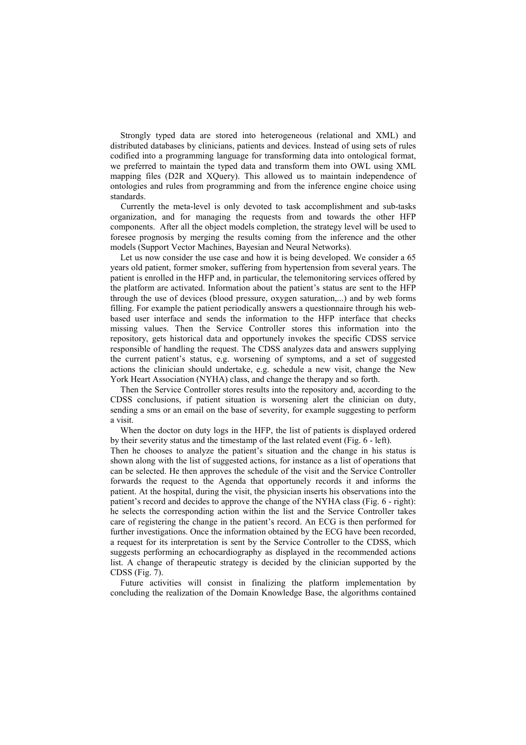Strongly typed data are stored into heterogeneous (relational and XML) and distributed databases by clinicians, patients and devices. Instead of using sets of rules codified into a programming language for transforming data into ontological format, we preferred to maintain the typed data and transform them into OWL using XML mapping files (D2R and XQuery). This allowed us to maintain independence of ontologies and rules from programming and from the inference engine choice using standards.

Currently the meta-level is only devoted to task accomplishment and sub-tasks organization, and for managing the requests from and towards the other HFP components. After all the object models completion, the strategy level will be used to foresee prognosis by merging the results coming from the inference and the other models (Support Vector Machines, Bayesian and Neural Networks).

Let us now consider the use case and how it is being developed. We consider a 65 years old patient, former smoker, suffering from hypertension from several years. The patient is enrolled in the HFP and, in particular, the telemonitoring services offered by the platform are activated. Information about the patient's status are sent to the HFP through the use of devices (blood pressure, oxygen saturation,...) and by web forms filling. For example the patient periodically answers a questionnaire through his web-based user interface and sends the information to the HFP interface that checks missing values. Then the Service Controller stores this information into the repository, gets historical data and opportunely invokes the specific CDSS service responsible of handling the request. The CDSS analyzes data and answers supplying the current patient's status, e.g. worsening of symptoms, and a set of suggested actions the clinician should undertake, e.g. schedule a new visit, change the New York Heart Association (NYHA) class, and change the therapy and so forth.

Then the Service Controller stores results into the repository and, according to the CDSS conclusions, if patient situation is worsening alert the clinician on duty, sending a sms or an email on the base of severity, for example suggesting to perform a visit.

When the doctor on duty logs in the HFP, the list of patients is displayed ordered by their severity status and the timestamp of the last related event (Fig. 6 - left).
Then he chooses to analyze the patient's situation and the change in his status is shown along with the list of suggested actions, for instance as a list of operations that can be selected. He then approves the schedule of the visit and the Service Controller forwards the request to the Agenda that opportunely records it and informs the patient. At the hospital, during the visit, the physician inserts his observations into the patient's record and decides to approve the change of the NYHA class (Fig. 6 - right): he selects the corresponding action within the list and the Service Controller takes care of registering the change in the patient's record. An ECG is then performed for further investigations. Once the information obtained by the ECG have been recorded, a request for its interpretation is sent by the Service Controller to the CDSS, which suggests performing an echocardiography as displayed in the recommended actions list. A change of therapeutic strategy is decided by the clinician supported by the CDSS (Fig. 7).

Future activities will consist in finalizing the platform implementation by concluding the realization of the Domain Knowledge Base, the algorithms contained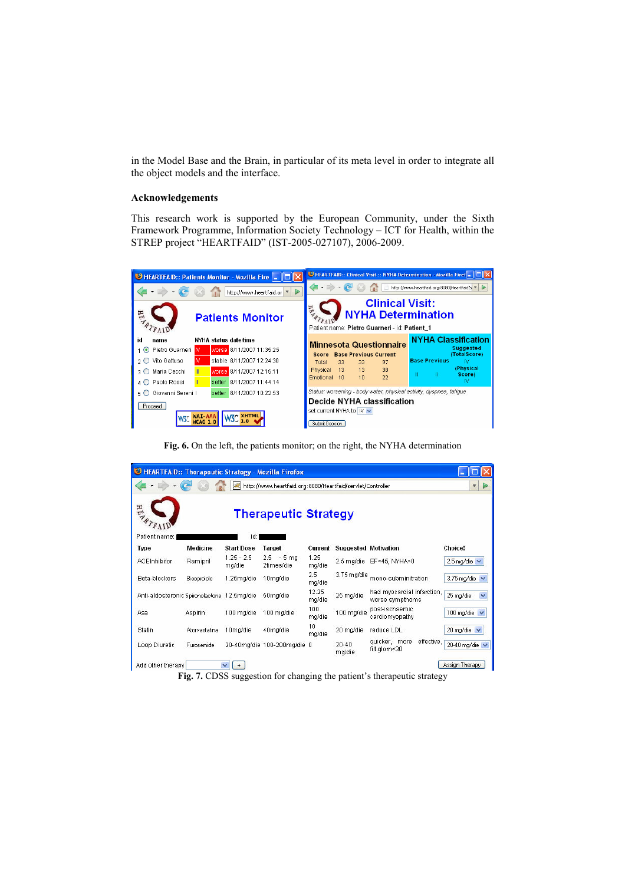in the Model Base and the Brain, in particular of its meta level in order to integrate all the object models and the interface.

### Acknowledgements

This research work is supported by the European Community, under the Sixth Framework Programme, Information Society Technology – ICT for Health, within the STREP project "HEARTFAID" (IST-2005-027107), 2006-2009.

**Fig. 6.** On the left, the patients monitor; on the right, the NYHA determination

**Fig. 7.** CDSS suggestion for changing the patient's therapeutic strategy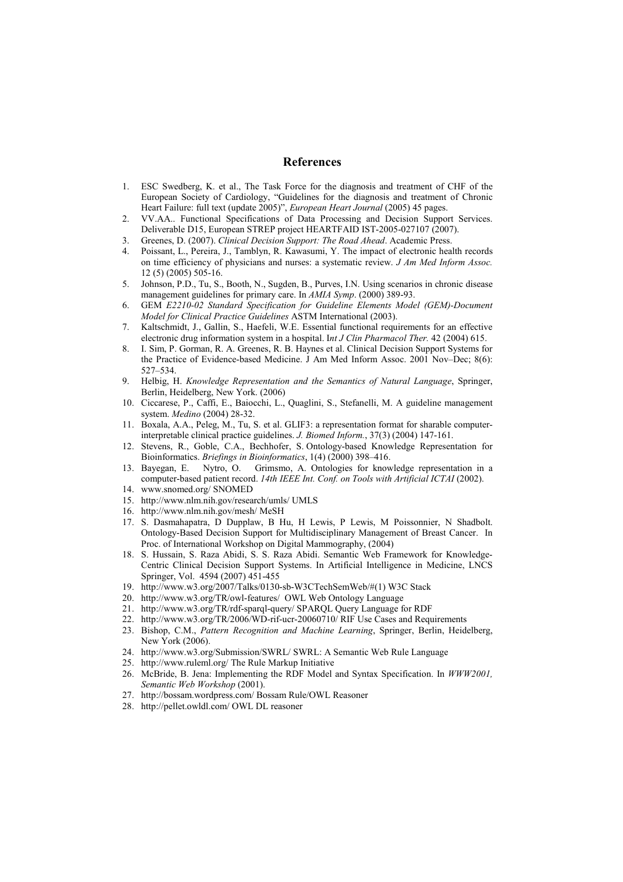## References

1. ESC Swedberg, K. et al., The Task Force for the diagnosis and treatment of CHF of the European Society of Cardiology, "Guidelines for the diagnosis and treatment of Chronic Heart Failure: full text (update 2005)", *European Heart Journal* (2005) 45 pages.
2. VV.AA.. Functional Specifications of Data Processing and Decision Support Services. Deliverable D15, European STREP project HEARTFAID IST-2005-027107 (2007).
3. Greenes, D. (2007). *Clinical Decision Support: The Road Ahead*. Academic Press.
4. Poissant, L., Pereira, J., Tamblyn, R. Kawasumi, Y. The impact of electronic health records on time efficiency of physicians and nurses: a systematic review. *J Am Med Inform Assoc.* 12 (5) (2005) 505-16.
5. Johnson, P.D., Tu, S., Booth, N., Sugden, B., Purves, I.N. Using scenarios in chronic disease management guidelines for primary care. In *AMIA Symp*. (2000) 389-93.
6. GEM *E2210-02 Standard Specification for Guideline Elements Model (GEM)-Document Model for Clinical Practice Guidelines* ASTM International (2003).
7. Kaltschmidt, J., Gallin, S., Haefeli, W.E. Essential functional requirements for an effective electronic drug information system in a hospital. I*nt J Clin Pharmacol Ther.* 42 (2004) 615.
8. I. Sim, P. Gorman, R. A. Greenes, R. B. Haynes et al. Clinical Decision Support Systems for the Practice of Evidence-based Medicine. J Am Med Inform Assoc. 2001 Nov–Dec; 8(6): 527–534.
9. Helbig, H. *Knowledge Representation and the Semantics of Natural Language*, Springer, Berlin, Heidelberg, New York. (2006)
10. Ciccarese, P., Caffi, E., Baiocchi, L., Quaglini, S., Stefanelli, M. A guideline management system. *Medino* (2004) 28-32.
11. Boxala, A.A., Peleg, M., Tu, S. et al. GLIF3: a representation format for sharable computer-interpretable clinical practice guidelines. *J. Biomed Inform.*, 37(3) (2004) 147-161.
12. Stevens, R., Goble, C.A., Bechhofer, S. Ontology-based Knowledge Representation for Bioinformatics. *Briefings in Bioinformatics*, 1(4) (2000) 398–416.
13. Bayegan, E. Nytro, O. Grimsmo, A. Ontologies for knowledge representation in a computer-based patient record. *14th IEEE Int. Conf. on Tools with Artificial ICTAI* (2002).
14. www.snomed.org/ SNOMED
15. http://www.nlm.nih.gov/research/umls/ UMLS
16. http://www.nlm.nih.gov/mesh/ MeSH
17. S. Dasmahapatra, D Dupplaw, B Hu, H Lewis, P Lewis, M Poissonnier, N Shadbolt. Ontology-Based Decision Support for Multidisciplinary Management of Breast Cancer. In Proc. of International Workshop on Digital Mammography, (2004)
18. S. Hussain, S. Raza Abidi, S. S. Raza Abidi. Semantic Web Framework for Knowledge-Centric Clinical Decision Support Systems. In Artificial Intelligence in Medicine, LNCS Springer, Vol. 4594 (2007) 451-455
19. http://www.w3.org/2007/Talks/0130-sb-W3CTechSemWeb/#(1) W3C Stack
20. http://www.w3.org/TR/owl-features/ OWL Web Ontology Language
21. http://www.w3.org/TR/rdf-sparql-query/ SPARQL Query Language for RDF
22. http://www.w3.org/TR/2006/WD-rif-ucr-20060710/ RIF Use Cases and Requirements
23. Bishop, C.M., *Pattern Recognition and Machine Learning*, Springer, Berlin, Heidelberg, New York (2006).
24. http://www.w3.org/Submission/SWRL/ SWRL: A Semantic Web Rule Language
25. http://www.ruleml.org/ The Rule Markup Initiative
26. McBride, B. Jena: Implementing the RDF Model and Syntax Specification. In *WWW2001, Semantic Web Workshop* (2001).
27. http://bossam.wordpress.com/ Bossam Rule/OWL Reasoner
28. http://pellet.owldl.com/ OWL DL reasoner